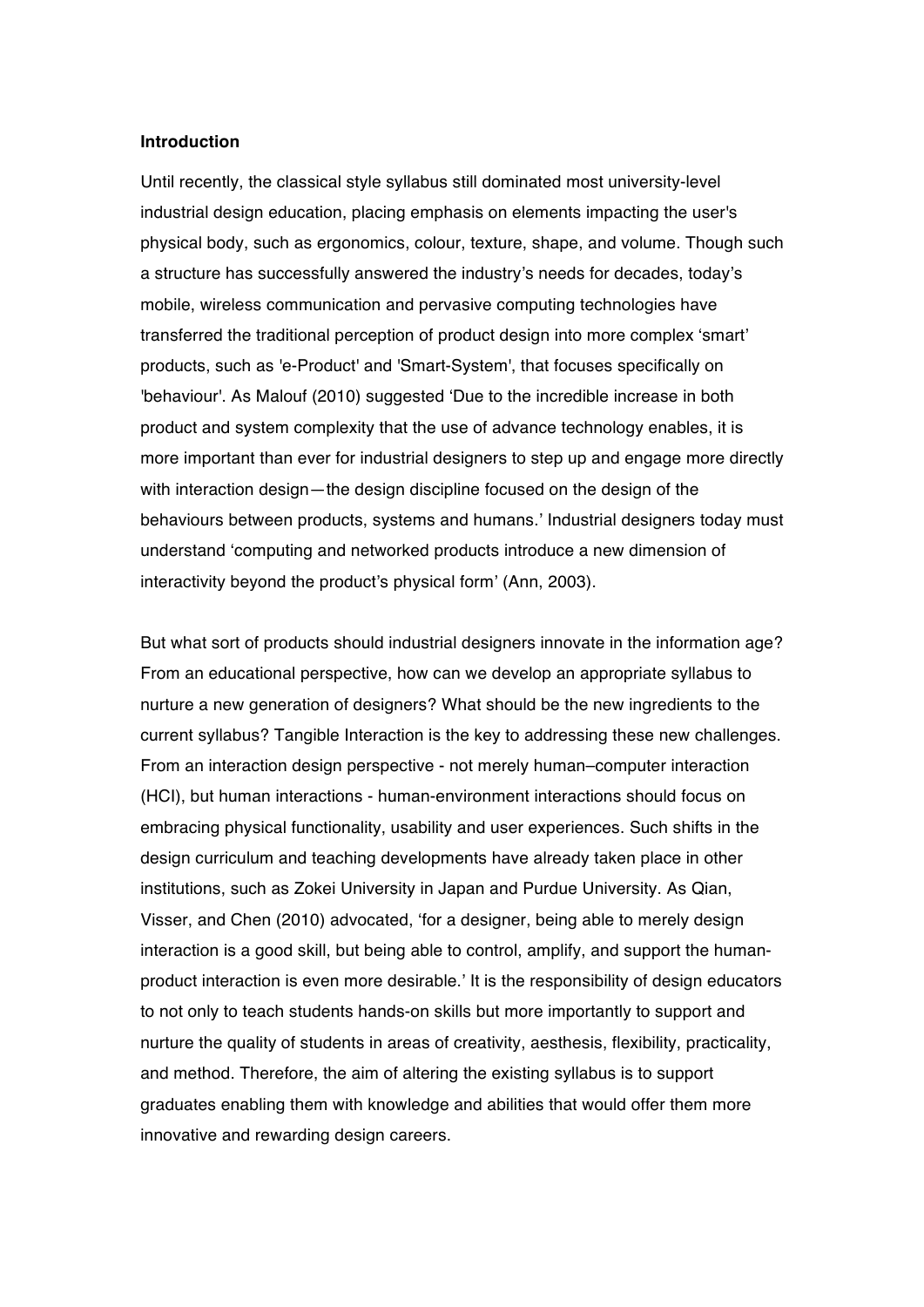## Introduction

Until recently, the classical style syllabus still dominated most university-level industrial design education, placing emphasis on elements impacting the user's physical body, such as ergonomics, colour, texture, shape, and volume. Though such a structure has successfully answered the industry's needs for decades, today's mobile, wireless communication and pervasive computing technologies have transferred the traditional perception of product design into more complex 'smart' products, such as 'e-Product' and 'Smart-System', that focuses specifically on 'behaviour'. As Malouf (2010) suggested 'Due to the incredible increase in both product and system complexity that the use of advance technology enables, it is more important than ever for industrial designers to step up and engage more directly with interaction design—the design discipline focused on the design of the behaviours between products, systems and humans.' Industrial designers today must understand 'computing and networked products introduce a new dimension of interactivity beyond the product's physical form' (Ann, 2003).

But what sort of products should industrial designers innovate in the information age? From an educational perspective, how can we develop an appropriate syllabus to nurture a new generation of designers? What should be the new ingredients to the current syllabus? Tangible Interaction is the key to addressing these new challenges. From an interaction design perspective - not merely human–computer interaction (HCI), but human interactions - human-environment interactions should focus on embracing physical functionality, usability and user experiences. Such shifts in the design curriculum and teaching developments have already taken place in other institutions, such as Zokei University in Japan and Purdue University. As Qian, Visser, and Chen (2010) advocated, 'for a designer, being able to merely design interaction is a good skill, but being able to control, amplify, and support the human-product interaction is even more desirable.' It is the responsibility of design educators to not only to teach students hands-on skills but more importantly to support and nurture the quality of students in areas of creativity, aesthesis, flexibility, practicality, and method. Therefore, the aim of altering the existing syllabus is to support graduates enabling them with knowledge and abilities that would offer them more innovative and rewarding design careers.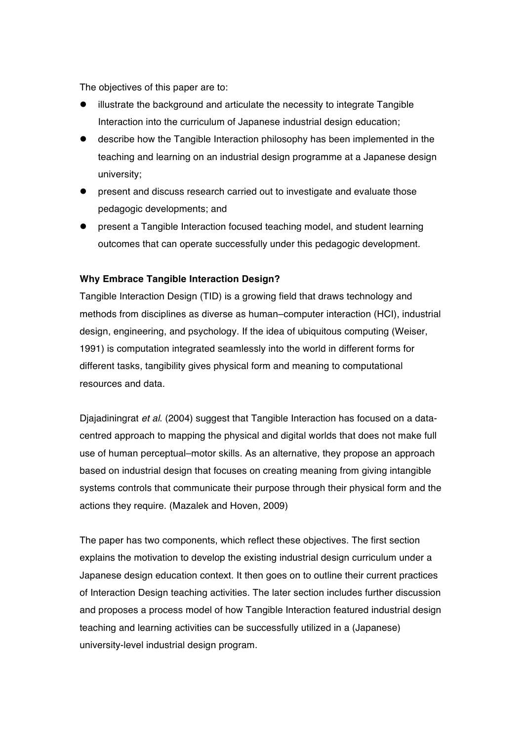The objectives of this paper are to:

- illustrate the background and articulate the necessity to integrate Tangible Interaction into the curriculum of Japanese industrial design education;
- describe how the Tangible Interaction philosophy has been implemented in the teaching and learning on an industrial design programme at a Japanese design university;
- present and discuss research carried out to investigate and evaluate those pedagogic developments; and
- present a Tangible Interaction focused teaching model, and student learning outcomes that can operate successfully under this pedagogic development.

**Why Embrace Tangible Interaction Design?**

Tangible Interaction Design (TID) is a growing field that draws technology and methods from disciplines as diverse as human–computer interaction (HCI), industrial design, engineering, and psychology. If the idea of ubiquitous computing (Weiser, 1991) is computation integrated seamlessly into the world in different forms for different tasks, tangibility gives physical form and meaning to computational resources and data.

Djajadiningrat *et al*. (2004) suggest that Tangible Interaction has focused on a data-centred approach to mapping the physical and digital worlds that does not make full use of human perceptual–motor skills. As an alternative, they propose an approach based on industrial design that focuses on creating meaning from giving intangible systems controls that communicate their purpose through their physical form and the actions they require. (Mazalek and Hoven, 2009)

The paper has two components, which reflect these objectives. The first section explains the motivation to develop the existing industrial design curriculum under a Japanese design education context. It then goes on to outline their current practices of Interaction Design teaching activities. The later section includes further discussion and proposes a process model of how Tangible Interaction featured industrial design teaching and learning activities can be successfully utilized in a (Japanese) university-level industrial design program.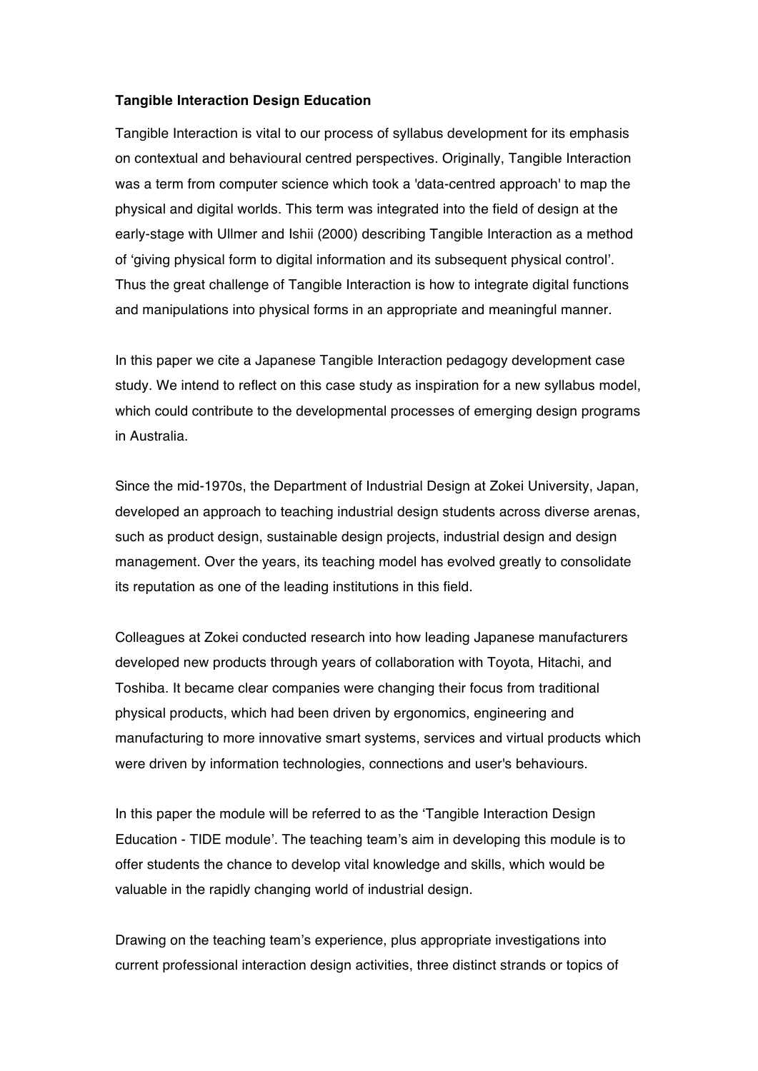**Tangible Interaction Design Education**

Tangible Interaction is vital to our process of syllabus development for its emphasis on contextual and behavioural centred perspectives. Originally, Tangible Interaction was a term from computer science which took a 'data-centred approach' to map the physical and digital worlds. This term was integrated into the field of design at the early-stage with Ullmer and Ishii (2000) describing Tangible Interaction as a method of 'giving physical form to digital information and its subsequent physical control'. Thus the great challenge of Tangible Interaction is how to integrate digital functions and manipulations into physical forms in an appropriate and meaningful manner.

In this paper we cite a Japanese Tangible Interaction pedagogy development case study. We intend to reflect on this case study as inspiration for a new syllabus model, which could contribute to the developmental processes of emerging design programs in Australia.

Since the mid-1970s, the Department of Industrial Design at Zokei University, Japan, developed an approach to teaching industrial design students across diverse arenas, such as product design, sustainable design projects, industrial design and design management. Over the years, its teaching model has evolved greatly to consolidate its reputation as one of the leading institutions in this field.

Colleagues at Zokei conducted research into how leading Japanese manufacturers developed new products through years of collaboration with Toyota, Hitachi, and Toshiba. It became clear companies were changing their focus from traditional physical products, which had been driven by ergonomics, engineering and manufacturing to more innovative smart systems, services and virtual products which were driven by information technologies, connections and user's behaviours.

In this paper the module will be referred to as the 'Tangible Interaction Design Education - TIDE module'. The teaching team's aim in developing this module is to offer students the chance to develop vital knowledge and skills, which would be valuable in the rapidly changing world of industrial design.

Drawing on the teaching team's experience, plus appropriate investigations into current professional interaction design activities, three distinct strands or topics of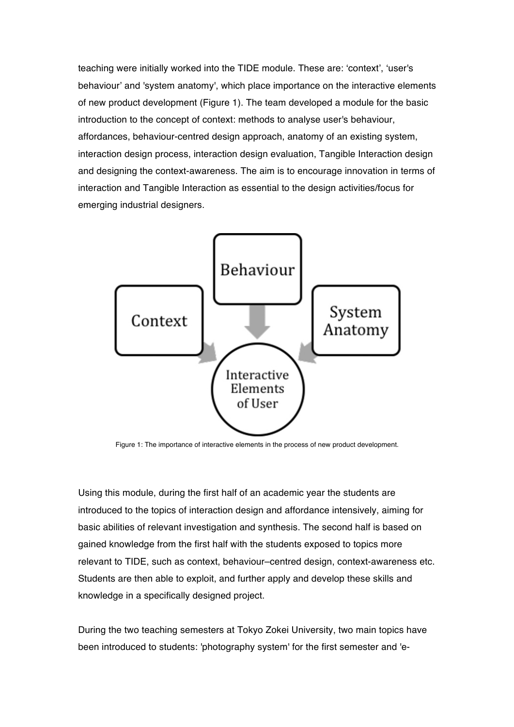teaching were initially worked into the TIDE module. These are: 'context', 'user's behaviour' and 'system anatomy', which place importance on the interactive elements of new product development (Figure 1). The team developed a module for the basic introduction to the concept of context: methods to analyse user's behaviour, affordances, behaviour-centred design approach, anatomy of an existing system, interaction design process, interaction design evaluation, Tangible Interaction design and designing the context-awareness. The aim is to encourage innovation in terms of interaction and Tangible Interaction as essential to the design activities/focus for emerging industrial designers.

Figure 1: The importance of interactive elements in the process of new product development.

Using this module, during the first half of an academic year the students are introduced to the topics of interaction design and affordance intensively, aiming for basic abilities of relevant investigation and synthesis. The second half is based on gained knowledge from the first half with the students exposed to topics more relevant to TIDE, such as context, behaviour–centred design, context-awareness etc. Students are then able to exploit, and further apply and develop these skills and knowledge in a specifically designed project.

During the two teaching semesters at Tokyo Zokei University, two main topics have been introduced to students: 'photography system' for the first semester and 'e-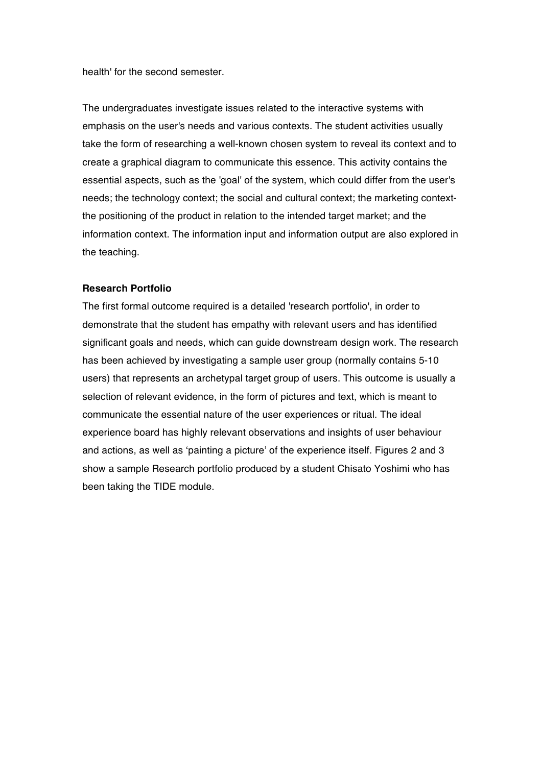health' for the second semester.

The undergraduates investigate issues related to the interactive systems with emphasis on the user's needs and various contexts. The student activities usually take the form of researching a well-known chosen system to reveal its context and to create a graphical diagram to communicate this essence. This activity contains the essential aspects, such as the 'goal' of the system, which could differ from the user's needs; the technology context; the social and cultural context; the marketing context-the positioning of the product in relation to the intended target market; and the information context. The information input and information output are also explored in the teaching.

**Research Portfolio**

The first formal outcome required is a detailed 'research portfolio', in order to demonstrate that the student has empathy with relevant users and has identified significant goals and needs, which can guide downstream design work. The research has been achieved by investigating a sample user group (normally contains 5-10 users) that represents an archetypal target group of users. This outcome is usually a selection of relevant evidence, in the form of pictures and text, which is meant to communicate the essential nature of the user experiences or ritual. The ideal experience board has highly relevant observations and insights of user behaviour and actions, as well as 'painting a picture' of the experience itself. Figures 2 and 3 show a sample Research portfolio produced by a student Chisato Yoshimi who has been taking the TIDE module.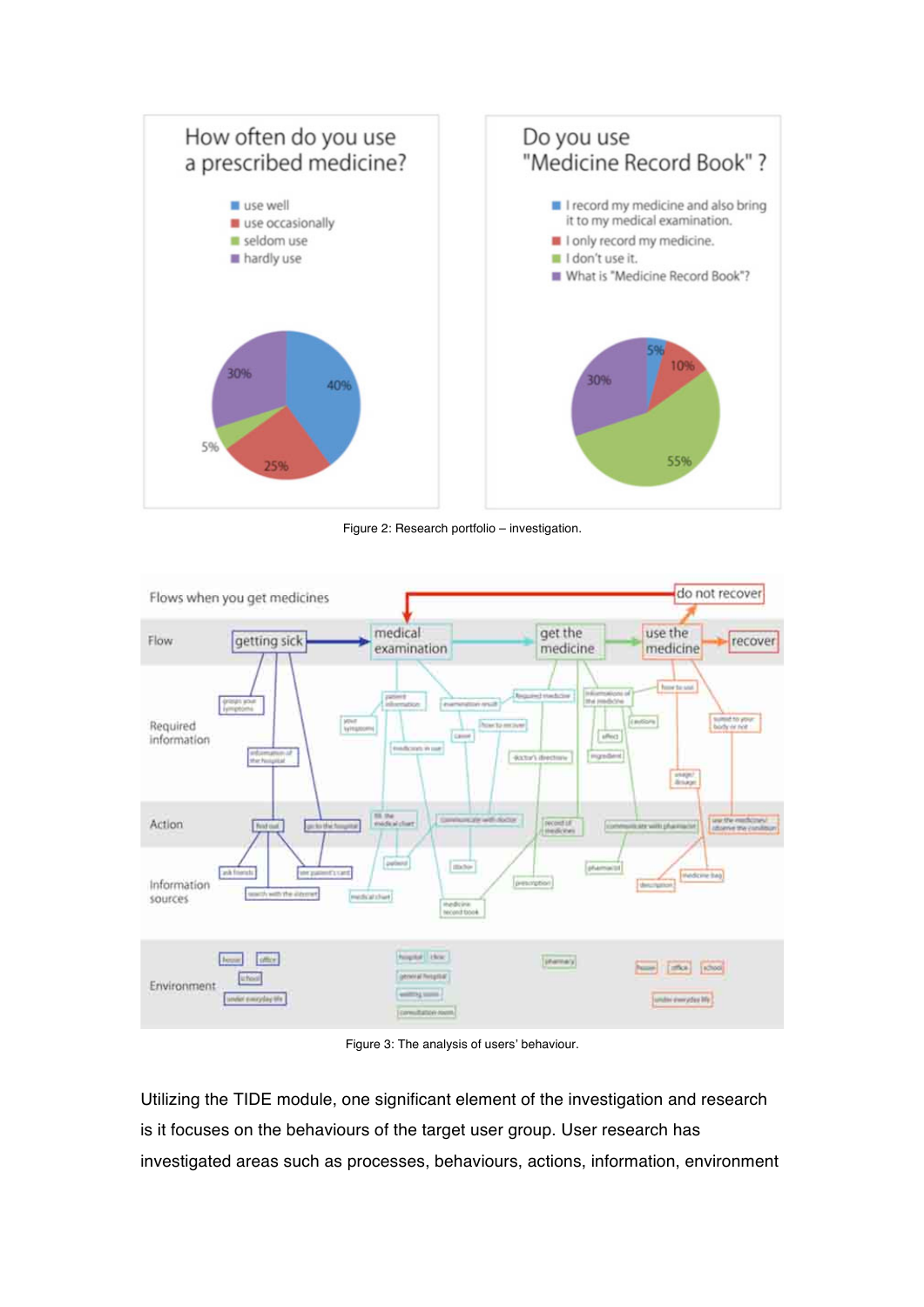Figure 2: Research portfolio – investigation.

Figure 3: The analysis of users' behaviour.

Utilizing the TIDE module, one significant element of the investigation and research is it focuses on the behaviours of the target user group. User research has investigated areas such as processes, behaviours, actions, information, environment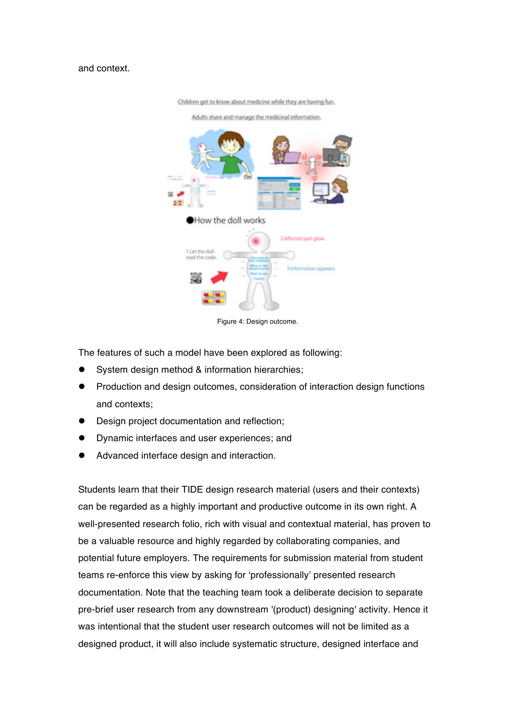and context.

Figure 4: Design outcome.

The features of such a model have been explored as following:

- System design method & information hierarchies;
- Production and design outcomes, consideration of interaction design functions and contexts;
- Design project documentation and reflection;
- Dynamic interfaces and user experiences; and
- Advanced interface design and interaction.

Students learn that their TIDE design research material (users and their contexts) can be regarded as a highly important and productive outcome in its own right. A well-presented research folio, rich with visual and contextual material, has proven to be a valuable resource and highly regarded by collaborating companies, and potential future employers. The requirements for submission material from student teams re-enforce this view by asking for 'professionally' presented research documentation. Note that the teaching team took a deliberate decision to separate pre-brief user research from any downstream '(product) designing' activity. Hence it was intentional that the student user research outcomes will not be limited as a designed product, it will also include systematic structure, designed interface and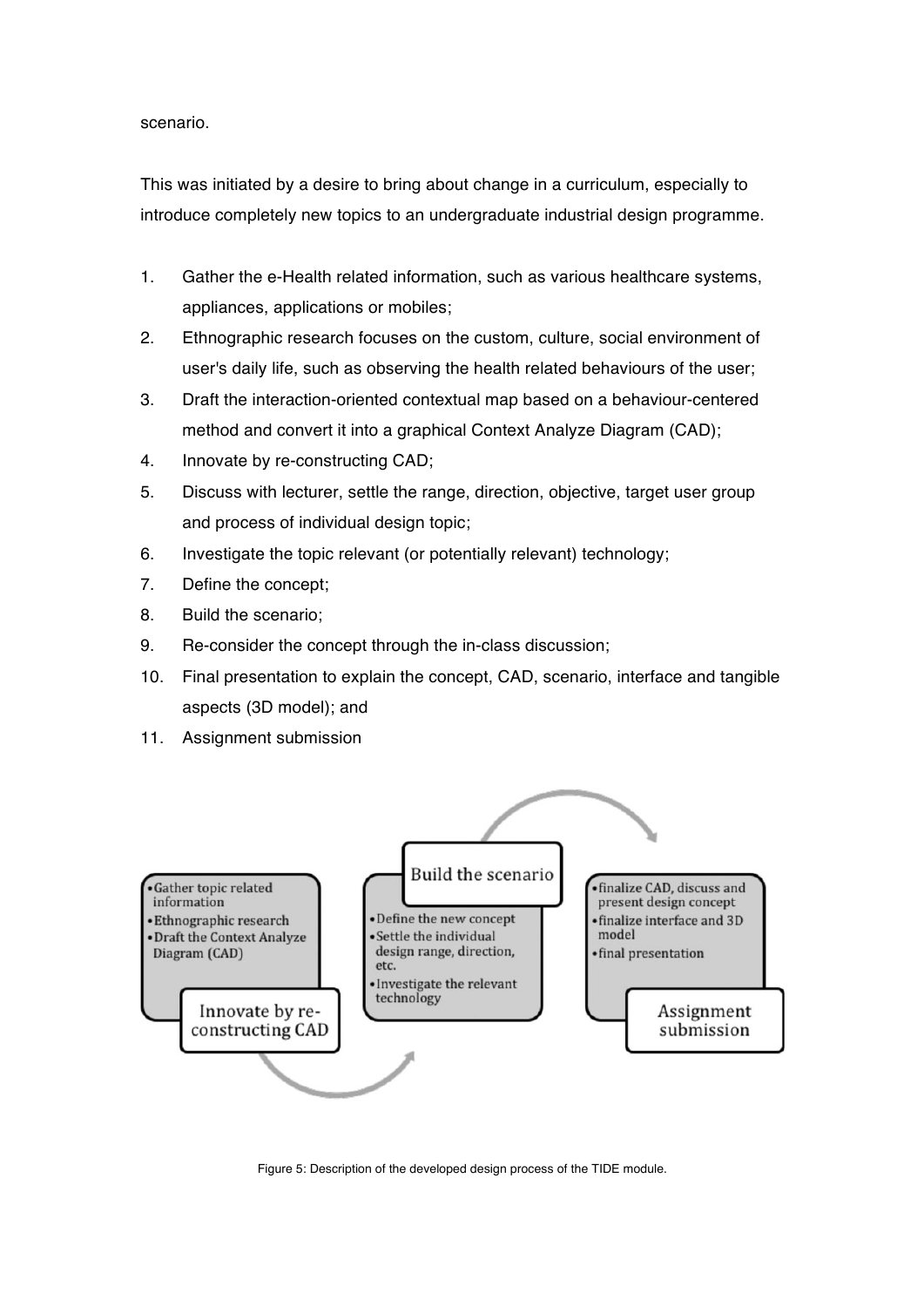scenario.

This was initiated by a desire to bring about change in a curriculum, especially to introduce completely new topics to an undergraduate industrial design programme.

1. Gather the e-Health related information, such as various healthcare systems, appliances, applications or mobiles;
2. Ethnographic research focuses on the custom, culture, social environment of user's daily life, such as observing the health related behaviours of the user;
3. Draft the interaction-oriented contextual map based on a behaviour-centered method and convert it into a graphical Context Analyze Diagram (CAD);
4. Innovate by re-constructing CAD;
5. Discuss with lecturer, settle the range, direction, objective, target user group and process of individual design topic;
6. Investigate the topic relevant (or potentially relevant) technology;
7. Define the concept;
8. Build the scenario;
9. Re-consider the concept through the in-class discussion;
10. Final presentation to explain the concept, CAD, scenario, interface and tangible aspects (3D model); and
11. Assignment submission

- Gather topic related information
- Ethnographic research
- Draft the Context Analyze Diagram (CAD)

Innovate by re-constructing CAD

Build the scenario

- Define the new concept
- Settle the individual design range, direction, etc.
- Investigate the relevant technology

- finalize CAD, discuss and present design concept
- finalize interface and 3D model
- final presentation

Assignment submission

Figure 5: Description of the developed design process of the TIDE module.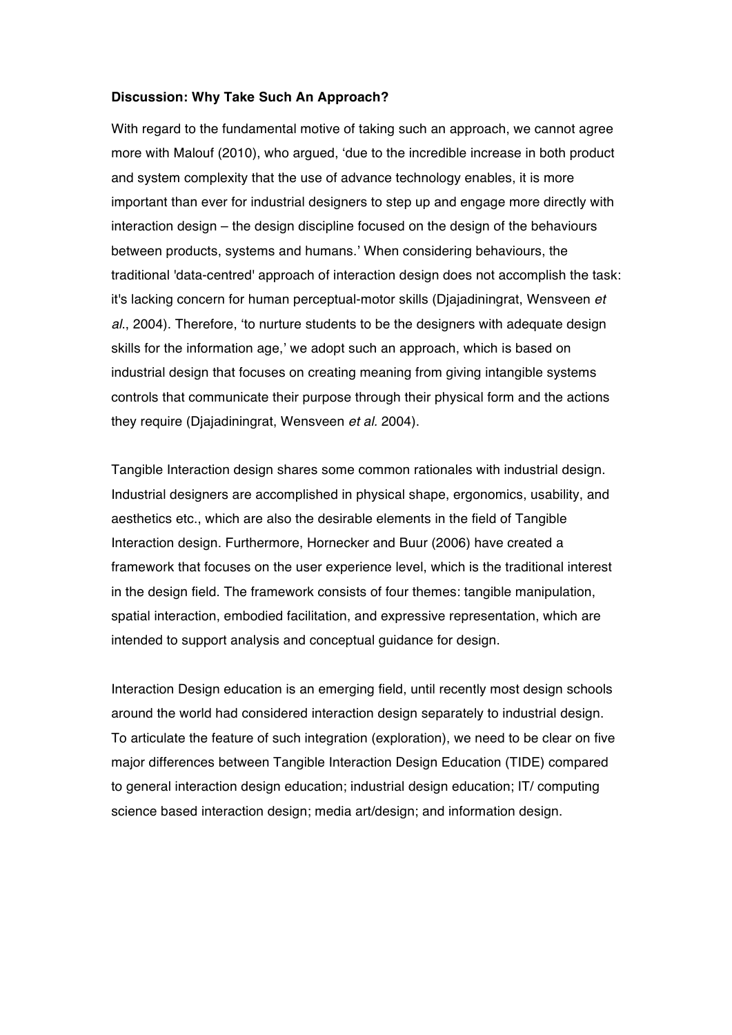**Discussion: Why Take Such An Approach?**

With regard to the fundamental motive of taking such an approach, we cannot agree more with Malouf (2010), who argued, 'due to the incredible increase in both product and system complexity that the use of advance technology enables, it is more important than ever for industrial designers to step up and engage more directly with interaction design – the design discipline focused on the design of the behaviours between products, systems and humans.' When considering behaviours, the traditional 'data-centred' approach of interaction design does not accomplish the task: it's lacking concern for human perceptual-motor skills (Djajadiningrat, Wensveen *et al*., 2004). Therefore, 'to nurture students to be the designers with adequate design skills for the information age,' we adopt such an approach, which is based on industrial design that focuses on creating meaning from giving intangible systems controls that communicate their purpose through their physical form and the actions they require (Djajadiningrat, Wensveen *et al.* 2004).

Tangible Interaction design shares some common rationales with industrial design. Industrial designers are accomplished in physical shape, ergonomics, usability, and aesthetics etc., which are also the desirable elements in the field of Tangible Interaction design. Furthermore, Hornecker and Buur (2006) have created a framework that focuses on the user experience level, which is the traditional interest in the design field. The framework consists of four themes: tangible manipulation, spatial interaction, embodied facilitation, and expressive representation, which are intended to support analysis and conceptual guidance for design.

Interaction Design education is an emerging field, until recently most design schools around the world had considered interaction design separately to industrial design. To articulate the feature of such integration (exploration), we need to be clear on five major differences between Tangible Interaction Design Education (TIDE) compared to general interaction design education; industrial design education; IT/ computing science based interaction design; media art/design; and information design.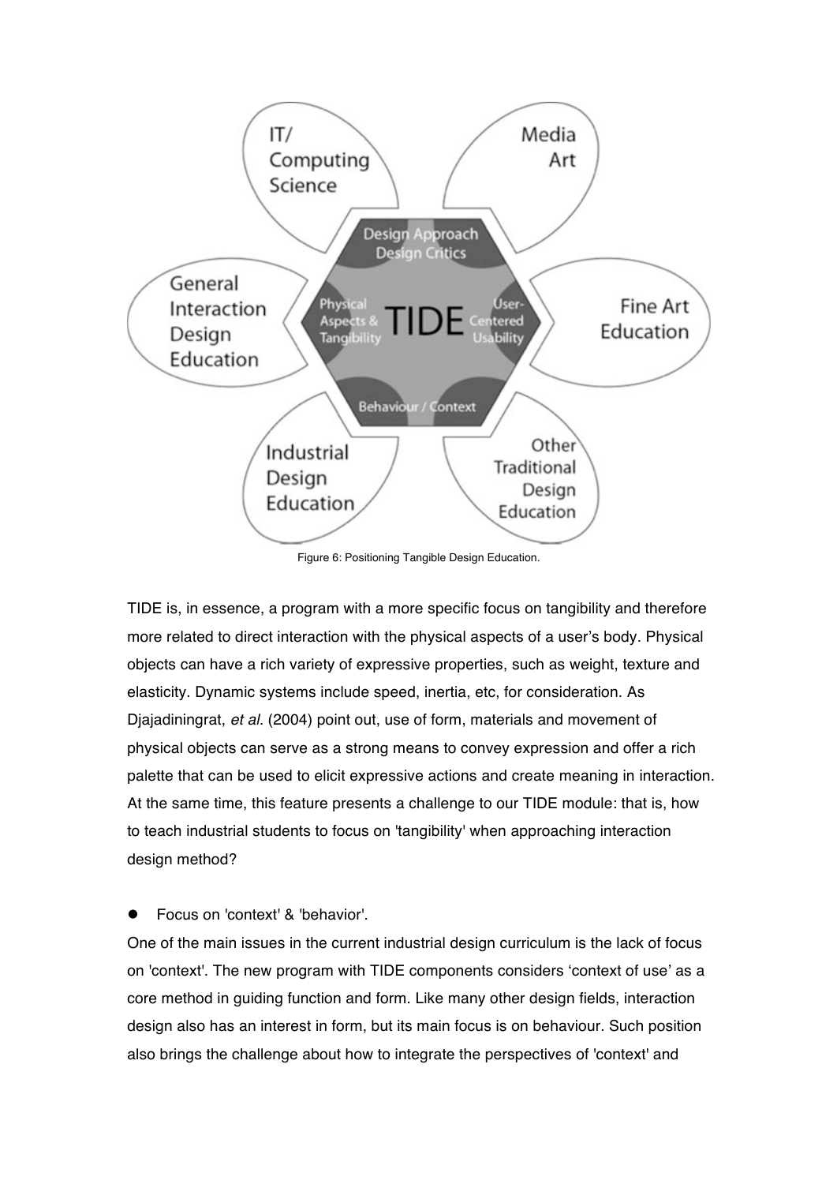Figure 6: Positioning Tangible Design Education.

TIDE is, in essence, a program with a more specific focus on tangibility and therefore more related to direct interaction with the physical aspects of a user's body. Physical objects can have a rich variety of expressive properties, such as weight, texture and elasticity. Dynamic systems include speed, inertia, etc, for consideration. As Djajadiningrat, *et al.* (2004) point out, use of form, materials and movement of physical objects can serve as a strong means to convey expression and offer a rich palette that can be used to elicit expressive actions and create meaning in interaction. At the same time, this feature presents a challenge to our TIDE module: that is, how to teach industrial students to focus on 'tangibility' when approaching interaction design method?

- Focus on 'context' & 'behavior'.

One of the main issues in the current industrial design curriculum is the lack of focus on 'context'. The new program with TIDE components considers 'context of use' as a core method in guiding function and form. Like many other design fields, interaction design also has an interest in form, but its main focus is on behaviour. Such position also brings the challenge about how to integrate the perspectives of 'context' and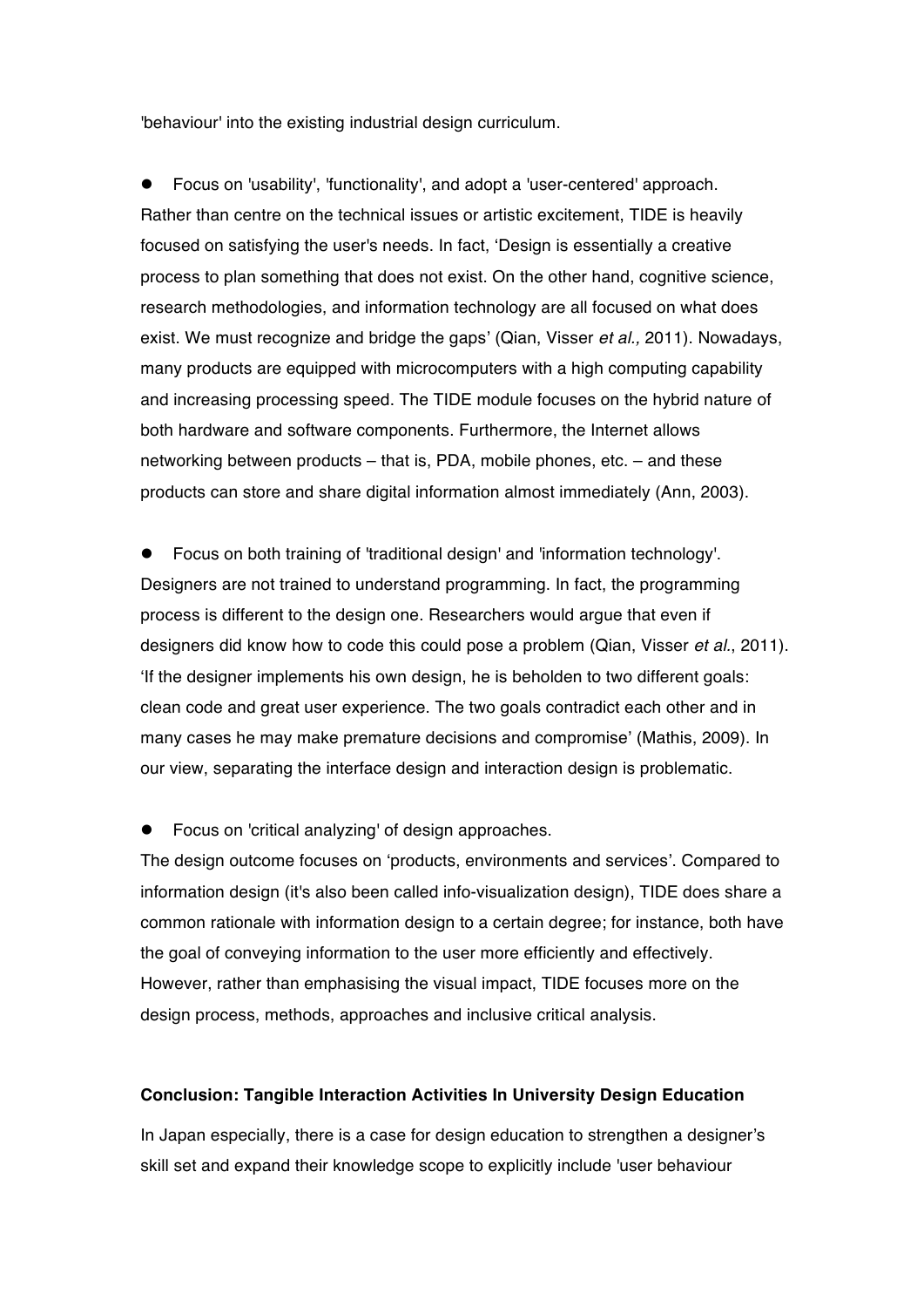'behaviour' into the existing industrial design curriculum.

- Focus on 'usability', 'functionality', and adopt a 'user-centered' approach.

Rather than centre on the technical issues or artistic excitement, TIDE is heavily focused on satisfying the user's needs. In fact, 'Design is essentially a creative process to plan something that does not exist. On the other hand, cognitive science, research methodologies, and information technology are all focused on what does exist. We must recognize and bridge the gaps' (Qian, Visser *et al.,* 2011). Nowadays, many products are equipped with microcomputers with a high computing capability and increasing processing speed. The TIDE module focuses on the hybrid nature of both hardware and software components. Furthermore, the Internet allows networking between products – that is, PDA, mobile phones, etc. – and these products can store and share digital information almost immediately (Ann, 2003).

- Focus on both training of 'traditional design' and 'information technology'.

Designers are not trained to understand programming. In fact, the programming process is different to the design one. Researchers would argue that even if designers did know how to code this could pose a problem (Qian, Visser *et al*., 2011). 'If the designer implements his own design, he is beholden to two different goals: clean code and great user experience. The two goals contradict each other and in many cases he may make premature decisions and compromise' (Mathis, 2009). In our view, separating the interface design and interaction design is problematic.

- Focus on 'critical analyzing' of design approaches.

The design outcome focuses on 'products, environments and services'. Compared to information design (it's also been called info-visualization design), TIDE does share a common rationale with information design to a certain degree; for instance, both have the goal of conveying information to the user more efficiently and effectively. However, rather than emphasising the visual impact, TIDE focuses more on the design process, methods, approaches and inclusive critical analysis.

**Conclusion: Tangible Interaction Activities In University Design Education**

In Japan especially, there is a case for design education to strengthen a designer's skill set and expand their knowledge scope to explicitly include 'user behaviour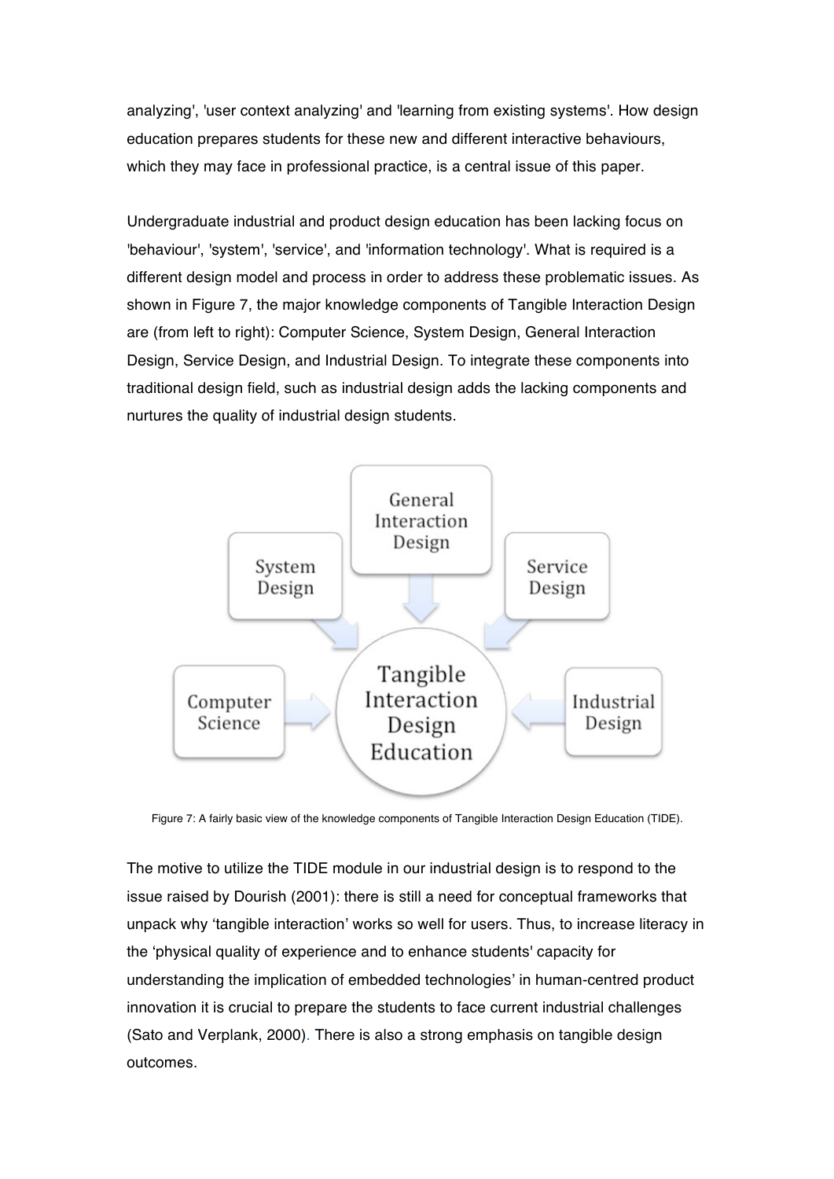analyzing', 'user context analyzing' and 'learning from existing systems'. How design education prepares students for these new and different interactive behaviours, which they may face in professional practice, is a central issue of this paper.

Undergraduate industrial and product design education has been lacking focus on 'behaviour', 'system', 'service', and 'information technology'. What is required is a different design model and process in order to address these problematic issues. As shown in Figure 7, the major knowledge components of Tangible Interaction Design are (from left to right): Computer Science, System Design, General Interaction Design, Service Design, and Industrial Design. To integrate these components into traditional design field, such as industrial design adds the lacking components and nurtures the quality of industrial design students.

Figure 7: A fairly basic view of the knowledge components of Tangible Interaction Design Education (TIDE).

The motive to utilize the TIDE module in our industrial design is to respond to the issue raised by Dourish (2001): there is still a need for conceptual frameworks that unpack why 'tangible interaction' works so well for users. Thus, to increase literacy in the 'physical quality of experience and to enhance students' capacity for understanding the implication of embedded technologies' in human-centred product innovation it is crucial to prepare the students to face current industrial challenges (Sato and Verplank, 2000). There is also a strong emphasis on tangible design outcomes.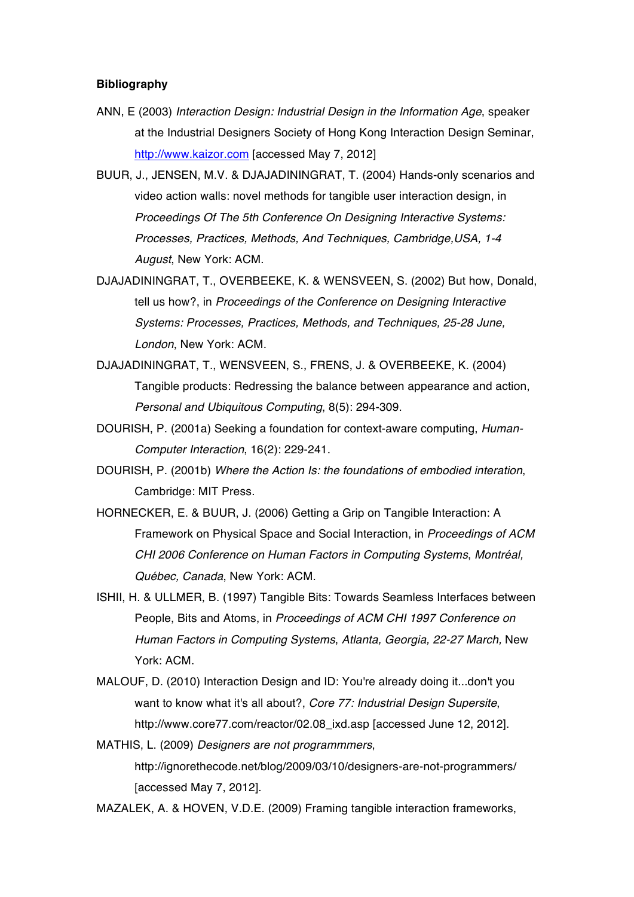**Bibliography**

ANN, E (2003) *Interaction Design: Industrial Design in the Information Age*, speaker at the Industrial Designers Society of Hong Kong Interaction Design Seminar, [http://www.kaizor.com](http://www.kaizor.com) [accessed May 7, 2012]

BUUR, J., JENSEN, M.V. & DJAJADININGRAT, T. (2004) Hands-only scenarios and video action walls: novel methods for tangible user interaction design, in *Proceedings Of The 5th Conference On Designing Interactive Systems: Processes, Practices, Methods, And Techniques, Cambridge,USA, 1-4 August*, New York: ACM.

DJAJADININGRAT, T., OVERBEEKE, K. & WENSVEEN, S. (2002) But how, Donald, tell us how?, in *Proceedings of the Conference on Designing Interactive Systems: Processes, Practices, Methods, and Techniques, 25-28 June, London*, New York: ACM.

DJAJADININGRAT, T., WENSVEEN, S., FRENS, J. & OVERBEEKE, K. (2004) Tangible products: Redressing the balance between appearance and action, *Personal and Ubiquitous Computing*, 8(5): 294-309.

DOURISH, P. (2001a) Seeking a foundation for context-aware computing, *Human-Computer Interaction*, 16(2): 229-241.

DOURISH, P. (2001b) *Where the Action Is: the foundations of embodied interation*, Cambridge: MIT Press.

HORNECKER, E. & BUUR, J. (2006) Getting a Grip on Tangible Interaction: A Framework on Physical Space and Social Interaction, in *Proceedings of ACM CHI 2006 Conference on Human Factors in Computing Systems*, *Montréal, Québec, Canada*, New York: ACM.

ISHII, H. & ULLMER, B. (1997) Tangible Bits: Towards Seamless Interfaces between People, Bits and Atoms, in *Proceedings of ACM CHI 1997 Conference on Human Factors in Computing Systems*, *Atlanta, Georgia, 22-27 March,* New York: ACM.

MALOUF, D. (2010) Interaction Design and ID: You're already doing it...don't you want to know what it's all about?, *Core 77: Industrial Design Supersite*, http://www.core77.com/reactor/02.08_ixd.asp [accessed June 12, 2012].

MATHIS, L. (2009) *Designers are not programmmers*, http://ignorethecode.net/blog/2009/03/10/designers-are-not-programmers/ [accessed May 7, 2012].

MAZALEK, A. & HOVEN, V.D.E. (2009) Framing tangible interaction frameworks,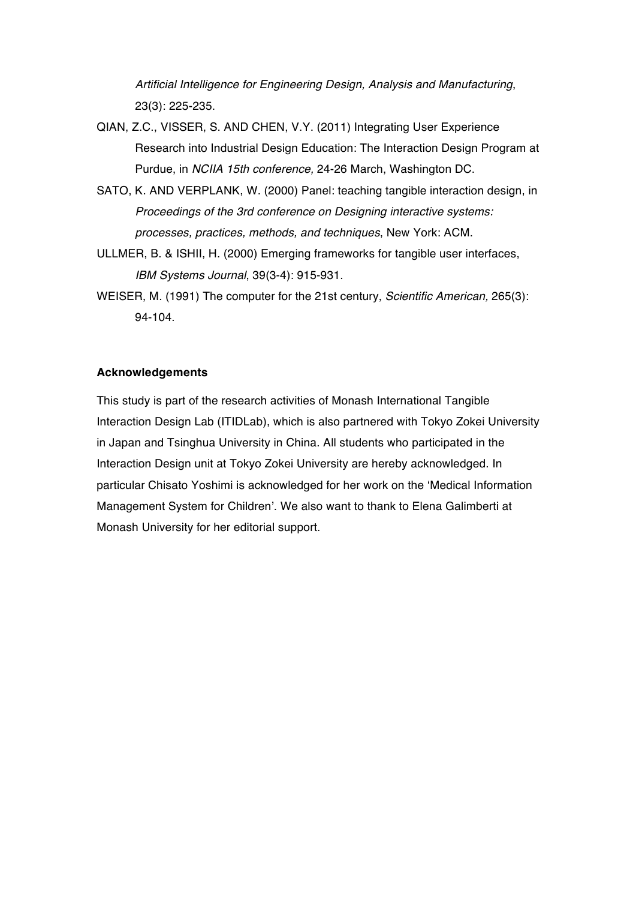*Artificial Intelligence for Engineering Design, Analysis and Manufacturing*, 23(3): 225-235.

QIAN, Z.C., VISSER, S. AND CHEN, V.Y. (2011) Integrating User Experience Research into Industrial Design Education: The Interaction Design Program at Purdue, in *NCIIA 15th conference,* 24-26 March, Washington DC.

SATO, K. AND VERPLANK, W. (2000) Panel: teaching tangible interaction design, in *Proceedings of the 3rd conference on Designing interactive systems: processes, practices, methods, and techniques*, New York: ACM.

ULLMER, B. & ISHII, H. (2000) Emerging frameworks for tangible user interfaces, *IBM Systems Journal*, 39(3-4): 915-931.

WEISER, M. (1991) The computer for the 21st century, *Scientific American,* 265(3): 94-104.

**Acknowledgements**

This study is part of the research activities of Monash International Tangible Interaction Design Lab (ITIDLab), which is also partnered with Tokyo Zokei University in Japan and Tsinghua University in China. All students who participated in the Interaction Design unit at Tokyo Zokei University are hereby acknowledged. In particular Chisato Yoshimi is acknowledged for her work on the 'Medical Information Management System for Children'. We also want to thank to Elena Galimberti at Monash University for her editorial support.